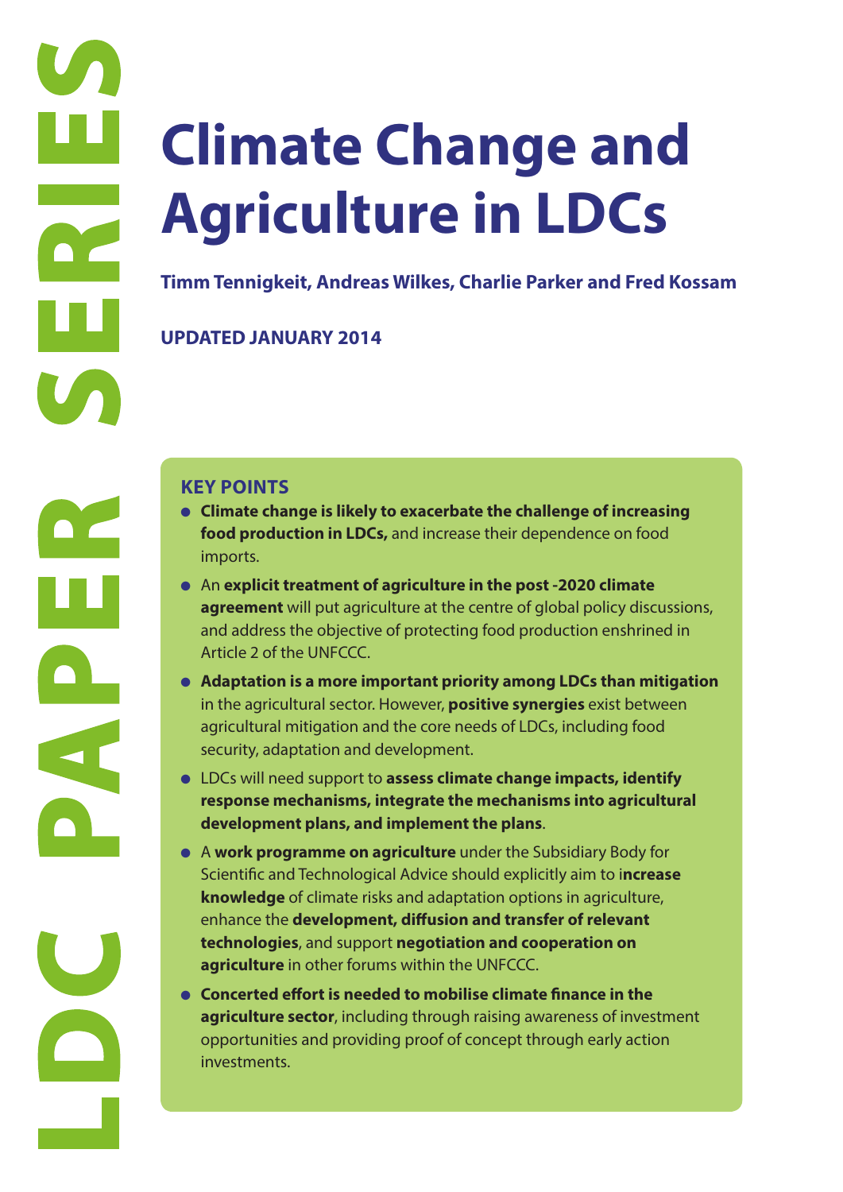LDC PAPER SERIES

# Climate Change and Agriculture in LDCs

**Timm Tennigkeit, Andreas Wilkes, Charlie Parker and Fred Kossam**

**UPDATED JANUARY 2014**

## KEY POINTS

- **Climate change is likely to exacerbate the challenge of increasing food production in LDCs,** and increase their dependence on food imports.
- An **explicit treatment of agriculture in the post -2020 climate agreement** will put agriculture at the centre of global policy discussions, and address the objective of protecting food production enshrined in Article 2 of the UNFCCC.
- **Adaptation is a more important priority among LDCs than mitigation** in the agricultural sector. However, **positive synergies** exist between agricultural mitigation and the core needs of LDCs, including food security, adaptation and development.
- LDCs will need support to **assess climate change impacts, identify response mechanisms, integrate the mechanisms into agricultural development plans, and implement the plans**.
- A **work programme on agriculture** under the Subsidiary Body for Scientific and Technological Advice should explicitly aim to i**ncrease knowledge** of climate risks and adaptation options in agriculture, enhance the **development, diffusion and transfer of relevant technologies**, and support **negotiation and cooperation on agriculture** in other forums within the UNFCCC.
- **Concerted effort is needed to mobilise climate finance in the agriculture sector**, including through raising awareness of investment opportunities and providing proof of concept through early action investments.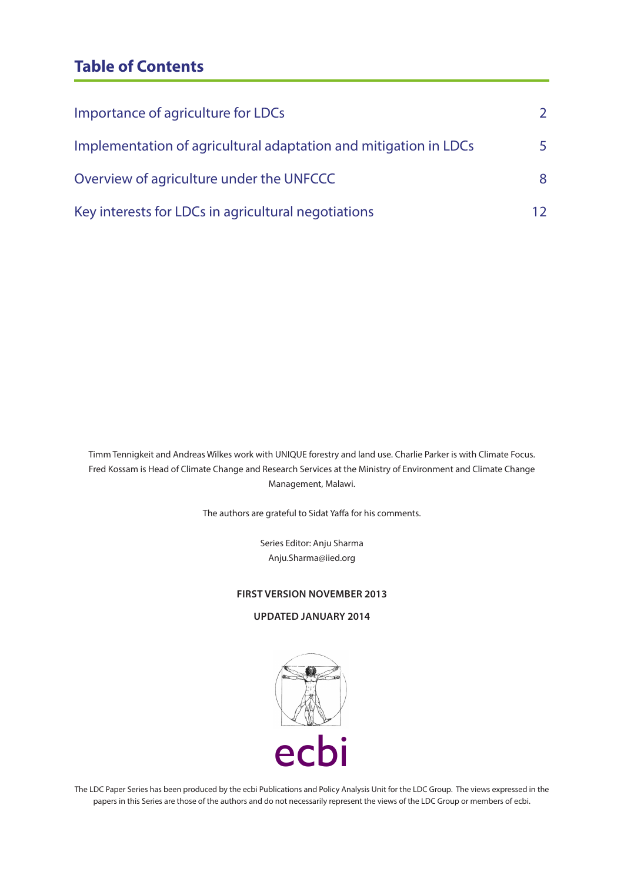## Table of Contents

| | |
|---|---|
| Importance of agriculture for LDCs | 2 |
| Implementation of agricultural adaptation and mitigation in LDCs | 5 |
| Overview of agriculture under the UNFCCC | 8 |
| Key interests for LDCs in agricultural negotiations | 12 |

Timm Tennigkeit and Andreas Wilkes work with UNIQUE forestry and land use. Charlie Parker is with Climate Focus. Fred Kossam is Head of Climate Change and Research Services at the Ministry of Environment and Climate Change Management, Malawi.

The authors are grateful to Sidat Yaffa for his comments.

Series Editor: Anju Sharma
Anju.Sharma@iied.org

**FIRST VERSION NOVEMBER 2013**

**UPDATED JANUARY 2014**

ecbi

The LDC Paper Series has been produced by the ecbi Publications and Policy Analysis Unit for the LDC Group. The views expressed in the papers in this Series are those of the authors and do not necessarily represent the views of the LDC Group or members of ecbi.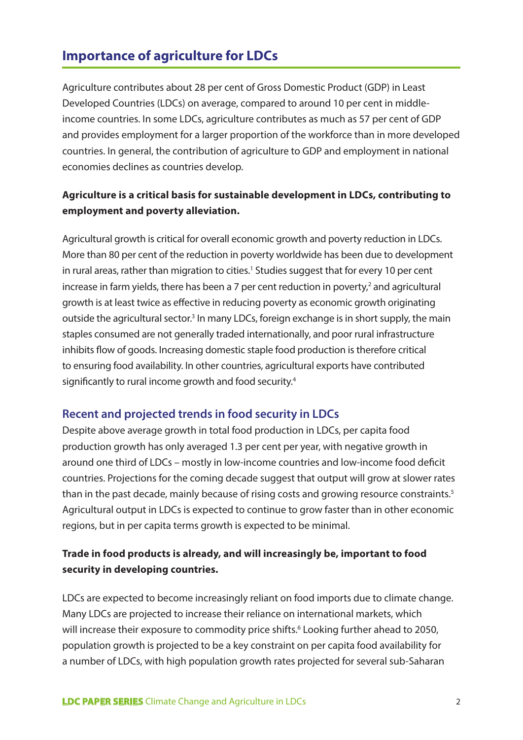## Importance of agriculture for LDCs

Agriculture contributes about 28 per cent of Gross Domestic Product (GDP) in Least Developed Countries (LDCs) on average, compared to around 10 per cent in middle-income countries. In some LDCs, agriculture contributes as much as 57 per cent of GDP and provides employment for a larger proportion of the workforce than in more developed countries. In general, the contribution of agriculture to GDP and employment in national economies declines as countries develop.

**Agriculture is a critical basis for sustainable development in LDCs, contributing to employment and poverty alleviation.**

Agricultural growth is critical for overall economic growth and poverty reduction in LDCs. More than 80 per cent of the reduction in poverty worldwide has been due to development in rural areas, rather than migration to cities.[1] Studies suggest that for every 10 per cent increase in farm yields, there has been a 7 per cent reduction in poverty,[2] and agricultural growth is at least twice as effective in reducing poverty as economic growth originating outside the agricultural sector.[3] In many LDCs, foreign exchange is in short supply, the main staples consumed are not generally traded internationally, and poor rural infrastructure inhibits flow of goods. Increasing domestic staple food production is therefore critical to ensuring food availability. In other countries, agricultural exports have contributed significantly to rural income growth and food security.[4]

### Recent and projected trends in food security in LDCs

Despite above average growth in total food production in LDCs, per capita food production growth has only averaged 1.3 per cent per year, with negative growth in around one third of LDCs – mostly in low-income countries and low-income food deficit countries. Projections for the coming decade suggest that output will grow at slower rates than in the past decade, mainly because of rising costs and growing resource constraints.[5] Agricultural output in LDCs is expected to continue to grow faster than in other economic regions, but in per capita terms growth is expected to be minimal.

**Trade in food products is already, and will increasingly be, important to food security in developing countries.**

LDCs are expected to become increasingly reliant on food imports due to climate change. Many LDCs are projected to increase their reliance on international markets, which will increase their exposure to commodity price shifts.[6] Looking further ahead to 2050, population growth is projected to be a key constraint on per capita food availability for a number of LDCs, with high population growth rates projected for several sub-Saharan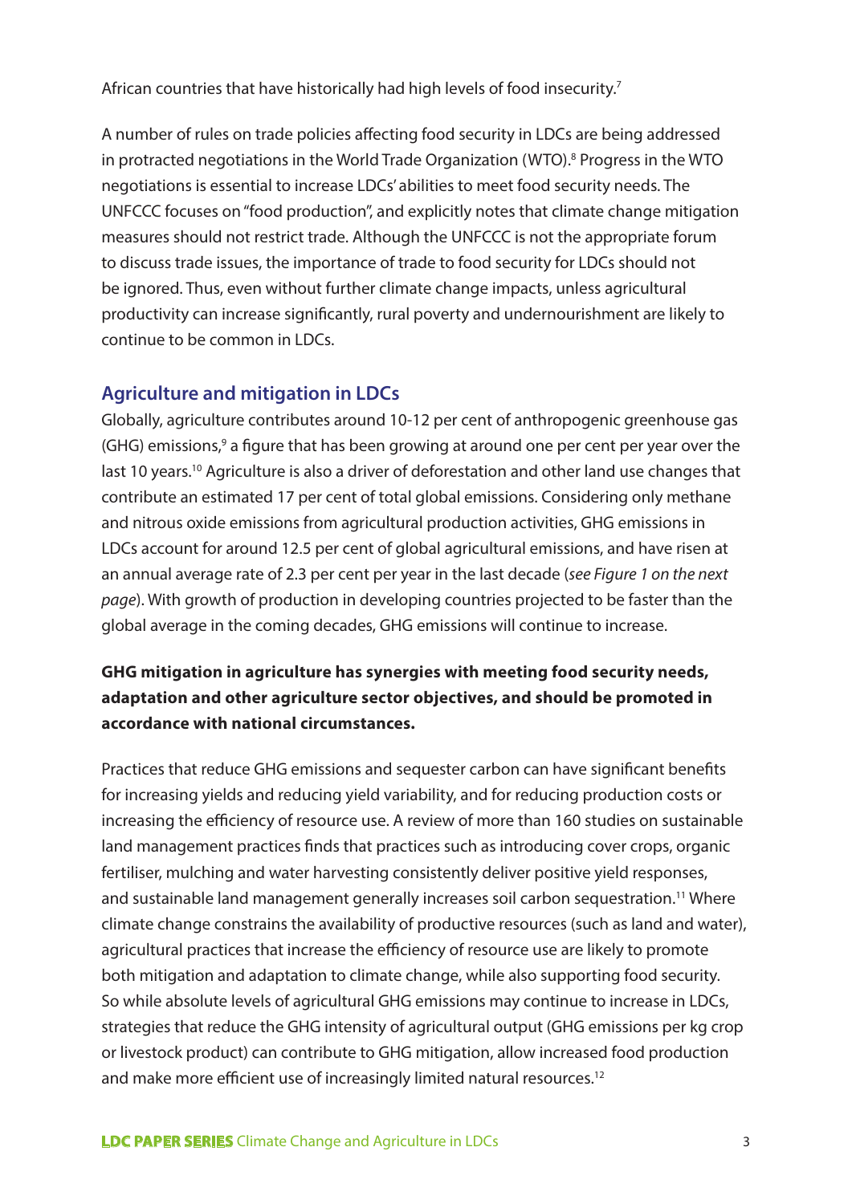African countries that have historically had high levels of food insecurity.[7]

A number of rules on trade policies affecting food security in LDCs are being addressed in protracted negotiations in the World Trade Organization (WTO).[8] Progress in the WTO negotiations is essential to increase LDCs' abilities to meet food security needs. The UNFCCC focuses on "food production", and explicitly notes that climate change mitigation measures should not restrict trade. Although the UNFCCC is not the appropriate forum to discuss trade issues, the importance of trade to food security for LDCs should not be ignored. Thus, even without further climate change impacts, unless agricultural productivity can increase significantly, rural poverty and undernourishment are likely to continue to be common in LDCs.

## Agriculture and mitigation in LDCs

Globally, agriculture contributes around 10-12 per cent of anthropogenic greenhouse gas (GHG) emissions,[9] a figure that has been growing at around one per cent per year over the last 10 years.[10] Agriculture is also a driver of deforestation and other land use changes that contribute an estimated 17 per cent of total global emissions. Considering only methane and nitrous oxide emissions from agricultural production activities, GHG emissions in LDCs account for around 12.5 per cent of global agricultural emissions, and have risen at an annual average rate of 2.3 per cent per year in the last decade (*see Figure 1 on the next page*). With growth of production in developing countries projected to be faster than the global average in the coming decades, GHG emissions will continue to increase.

**GHG mitigation in agriculture has synergies with meeting food security needs, adaptation and other agriculture sector objectives, and should be promoted in accordance with national circumstances.**

Practices that reduce GHG emissions and sequester carbon can have significant benefits for increasing yields and reducing yield variability, and for reducing production costs or increasing the efficiency of resource use. A review of more than 160 studies on sustainable land management practices finds that practices such as introducing cover crops, organic fertiliser, mulching and water harvesting consistently deliver positive yield responses, and sustainable land management generally increases soil carbon sequestration.[11] Where climate change constrains the availability of productive resources (such as land and water), agricultural practices that increase the efficiency of resource use are likely to promote both mitigation and adaptation to climate change, while also supporting food security. So while absolute levels of agricultural GHG emissions may continue to increase in LDCs, strategies that reduce the GHG intensity of agricultural output (GHG emissions per kg crop or livestock product) can contribute to GHG mitigation, allow increased food production and make more efficient use of increasingly limited natural resources.[12]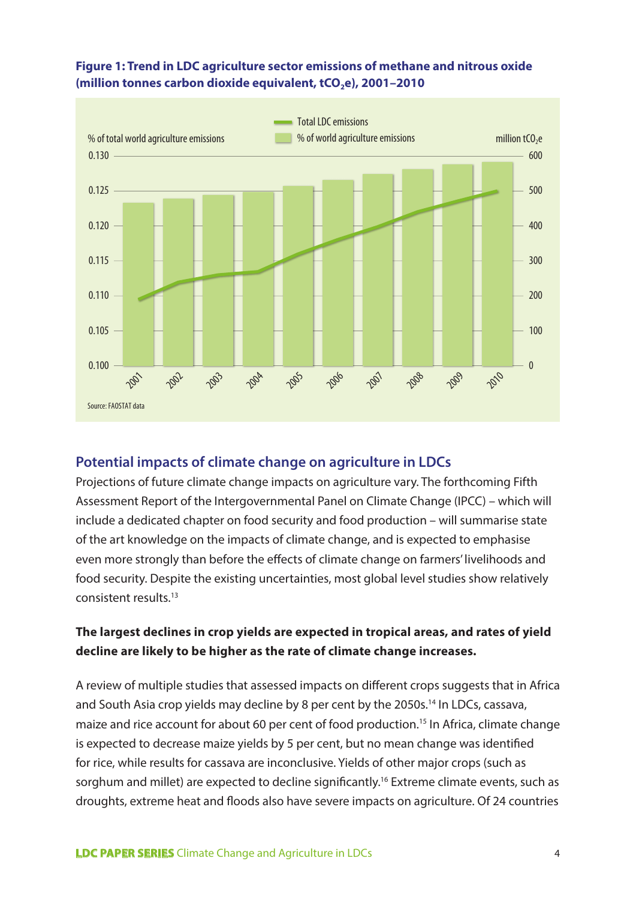**Figure 1: Trend in LDC agriculture sector emissions of methane and nitrous oxide (million tonnes carbon dioxide equivalent, $tCO_2e$), 2001–2010**

Source: FAOSTAT data

## Potential impacts of climate change on agriculture in LDCs

Projections of future climate change impacts on agriculture vary. The forthcoming Fifth Assessment Report of the Intergovernmental Panel on Climate Change (IPCC) – which will include a dedicated chapter on food security and food production – will summarise state of the art knowledge on the impacts of climate change, and is expected to emphasise even more strongly than before the effects of climate change on farmers' livelihoods and food security. Despite the existing uncertainties, most global level studies show relatively consistent results.[13]

**The largest declines in crop yields are expected in tropical areas, and rates of yield decline are likely to be higher as the rate of climate change increases.**

A review of multiple studies that assessed impacts on different crops suggests that in Africa and South Asia crop yields may decline by 8 per cent by the 2050s.[14] In LDCs, cassava, maize and rice account for about 60 per cent of food production.[15] In Africa, climate change is expected to decrease maize yields by 5 per cent, but no mean change was identified for rice, while results for cassava are inconclusive. Yields of other major crops (such as sorghum and millet) are expected to decline significantly.[16] Extreme climate events, such as droughts, extreme heat and floods also have severe impacts on agriculture. Of 24 countries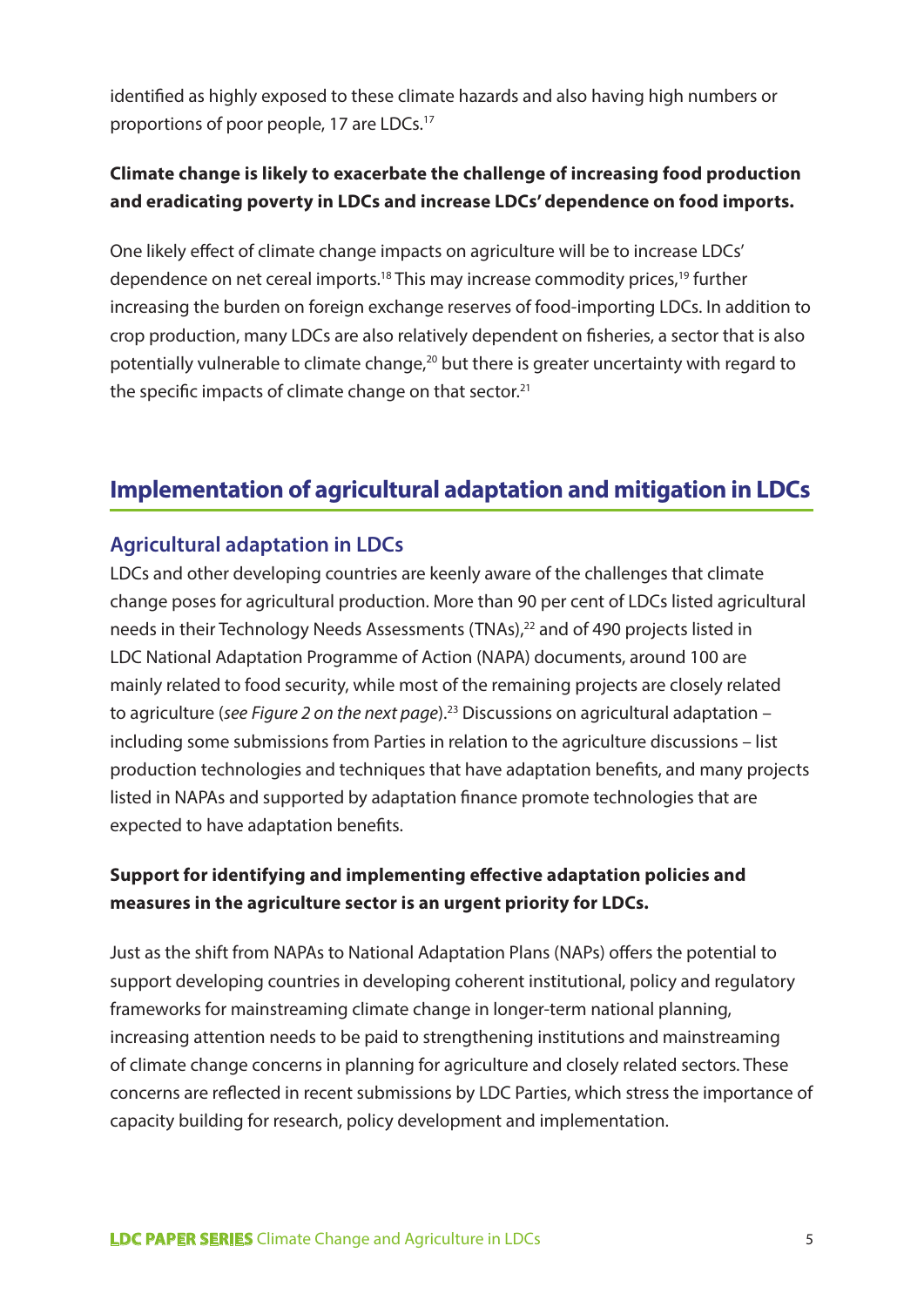identified as highly exposed to these climate hazards and also having high numbers or proportions of poor people, 17 are LDCs.[17]

**Climate change is likely to exacerbate the challenge of increasing food production and eradicating poverty in LDCs and increase LDCs' dependence on food imports.**

One likely effect of climate change impacts on agriculture will be to increase LDCs' dependence on net cereal imports.[18] This may increase commodity prices,[19] further increasing the burden on foreign exchange reserves of food-importing LDCs. In addition to crop production, many LDCs are also relatively dependent on fisheries, a sector that is also potentially vulnerable to climate change,[20] but there is greater uncertainty with regard to the specific impacts of climate change on that sector.[21]

## Implementation of agricultural adaptation and mitigation in LDCs

### Agricultural adaptation in LDCs

LDCs and other developing countries are keenly aware of the challenges that climate change poses for agricultural production. More than 90 per cent of LDCs listed agricultural needs in their Technology Needs Assessments (TNAs),[22] and of 490 projects listed in LDC National Adaptation Programme of Action (NAPA) documents, around 100 are mainly related to food security, while most of the remaining projects are closely related to agriculture (*see Figure 2 on the next page*).[23] Discussions on agricultural adaptation – including some submissions from Parties in relation to the agriculture discussions – list production technologies and techniques that have adaptation benefits, and many projects listed in NAPAs and supported by adaptation finance promote technologies that are expected to have adaptation benefits.

**Support for identifying and implementing effective adaptation policies and measures in the agriculture sector is an urgent priority for LDCs.**

Just as the shift from NAPAs to National Adaptation Plans (NAPs) offers the potential to support developing countries in developing coherent institutional, policy and regulatory frameworks for mainstreaming climate change in longer-term national planning, increasing attention needs to be paid to strengthening institutions and mainstreaming of climate change concerns in planning for agriculture and closely related sectors. These concerns are reflected in recent submissions by LDC Parties, which stress the importance of capacity building for research, policy development and implementation.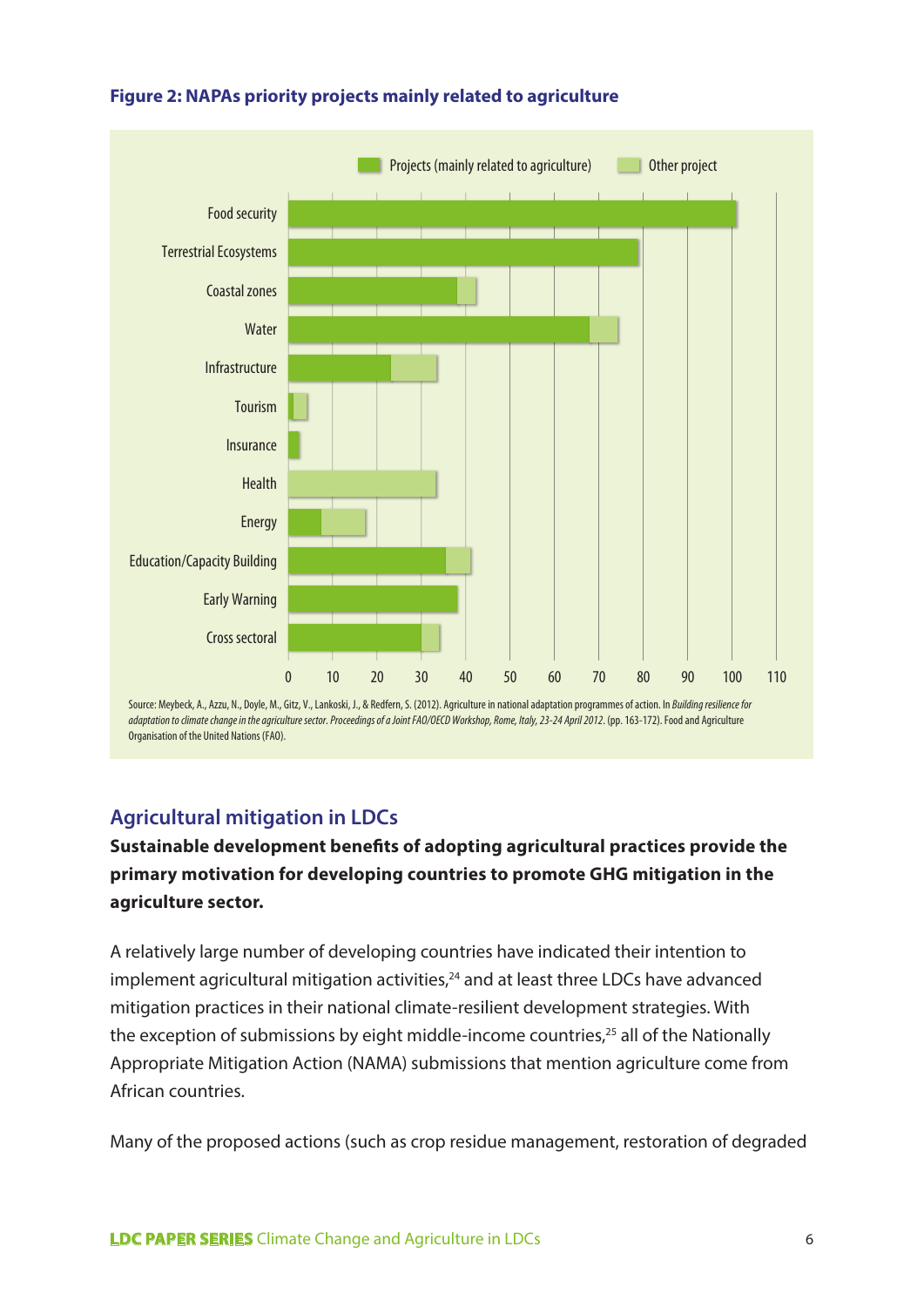**Figure 2: NAPAs priority projects mainly related to agriculture**

Source: Meybeck, A., Azzu, N., Doyle, M., Gitz, V., Lankoski, J., & Redfern, S. (2012). Agriculture in national adaptation programmes of action. In *Building resilience for adaptation to climate change in the agriculture sector. Proceedings of a Joint FAO/OECD Workshop, Rome, Italy, 23-24 April 2012*. (pp. 163-172). Food and Agriculture Organisation of the United Nations (FAO).

## Agricultural mitigation in LDCs

**Sustainable development benefits of adopting agricultural practices provide the primary motivation for developing countries to promote GHG mitigation in the agriculture sector.**

A relatively large number of developing countries have indicated their intention to implement agricultural mitigation activities,[24] and at least three LDCs have advanced mitigation practices in their national climate-resilient development strategies. With the exception of submissions by eight middle-income countries,[25] all of the Nationally Appropriate Mitigation Action (NAMA) submissions that mention agriculture come from African countries.

Many of the proposed actions (such as crop residue management, restoration of degraded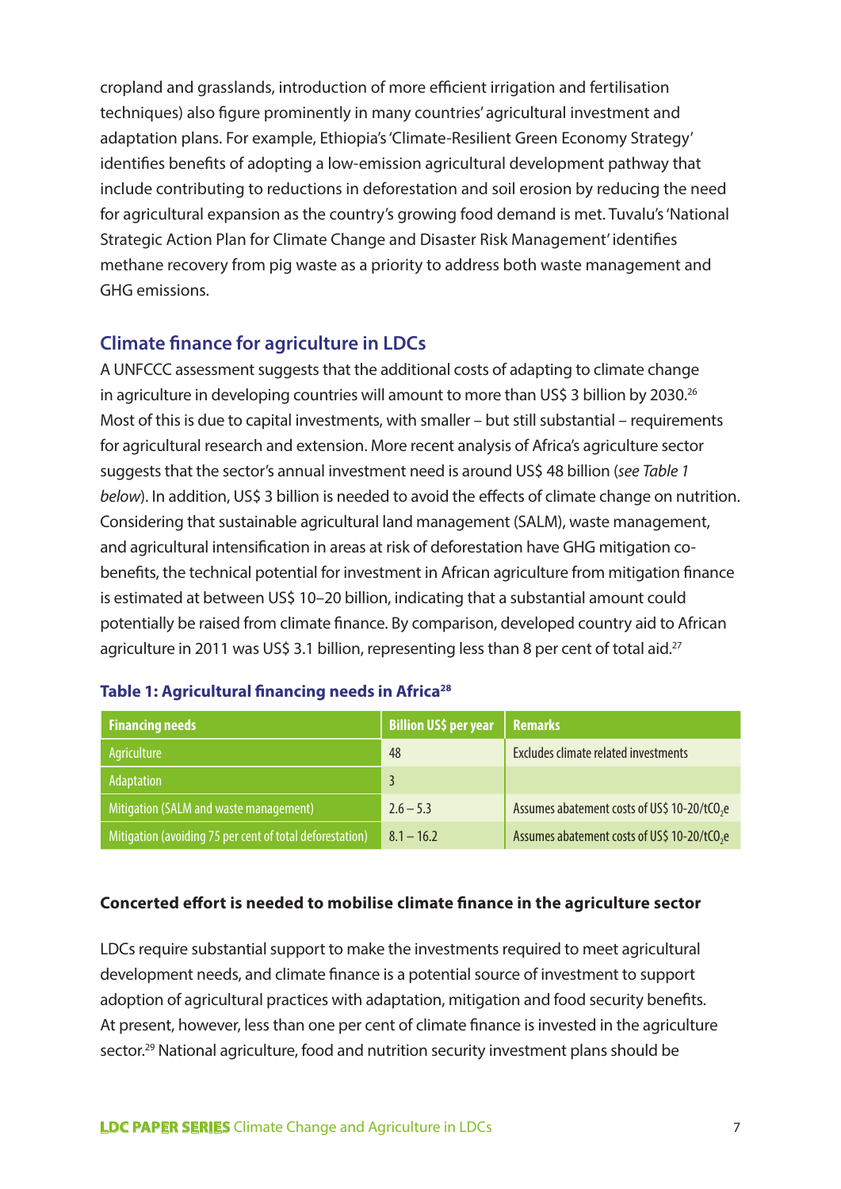cropland and grasslands, introduction of more efficient irrigation and fertilisation techniques) also figure prominently in many countries' agricultural investment and adaptation plans. For example, Ethiopia's 'Climate-Resilient Green Economy Strategy' identifies benefits of adopting a low-emission agricultural development pathway that include contributing to reductions in deforestation and soil erosion by reducing the need for agricultural expansion as the country's growing food demand is met. Tuvalu's 'National Strategic Action Plan for Climate Change and Disaster Risk Management' identifies methane recovery from pig waste as a priority to address both waste management and GHG emissions.

## Climate finance for agriculture in LDCs

A UNFCCC assessment suggests that the additional costs of adapting to climate change in agriculture in developing countries will amount to more than US$ 3 billion by 2030.[26] Most of this is due to capital investments, with smaller – but still substantial – requirements for agricultural research and extension. More recent analysis of Africa's agriculture sector suggests that the sector's annual investment need is around US$ 48 billion (*see Table 1 below*). In addition, US$ 3 billion is needed to avoid the effects of climate change on nutrition. Considering that sustainable agricultural land management (SALM), waste management, and agricultural intensification in areas at risk of deforestation have GHG mitigation co-benefits, the technical potential for investment in African agriculture from mitigation finance is estimated at between US$ 10–20 billion, indicating that a substantial amount could potentially be raised from climate finance. By comparison, developed country aid to African agriculture in 2011 was US$ 3.1 billion, representing less than 8 per cent of total aid.[27]

**Table 1: Agricultural financing needs in Africa[28]**

| Financing needs | Billion US$ per year | Remarks |
|---|---|---|
| Agriculture | 48 | Excludes climate related investments |
| Adaptation | 3 | |
| Mitigation (SALM and waste management) | 2.6 – 5.3 | Assumes abatement costs of US$ 10-20/t$CO_2$e |
| Mitigation (avoiding 75 per cent of total deforestation) | 8.1 – 16.2 | Assumes abatement costs of US$ 10-20/t$CO_2$e |

### Concerted effort is needed to mobilise climate finance in the agriculture sector

LDCs require substantial support to make the investments required to meet agricultural development needs, and climate finance is a potential source of investment to support adoption of agricultural practices with adaptation, mitigation and food security benefits. At present, however, less than one per cent of climate finance is invested in the agriculture sector.[29] National agriculture, food and nutrition security investment plans should be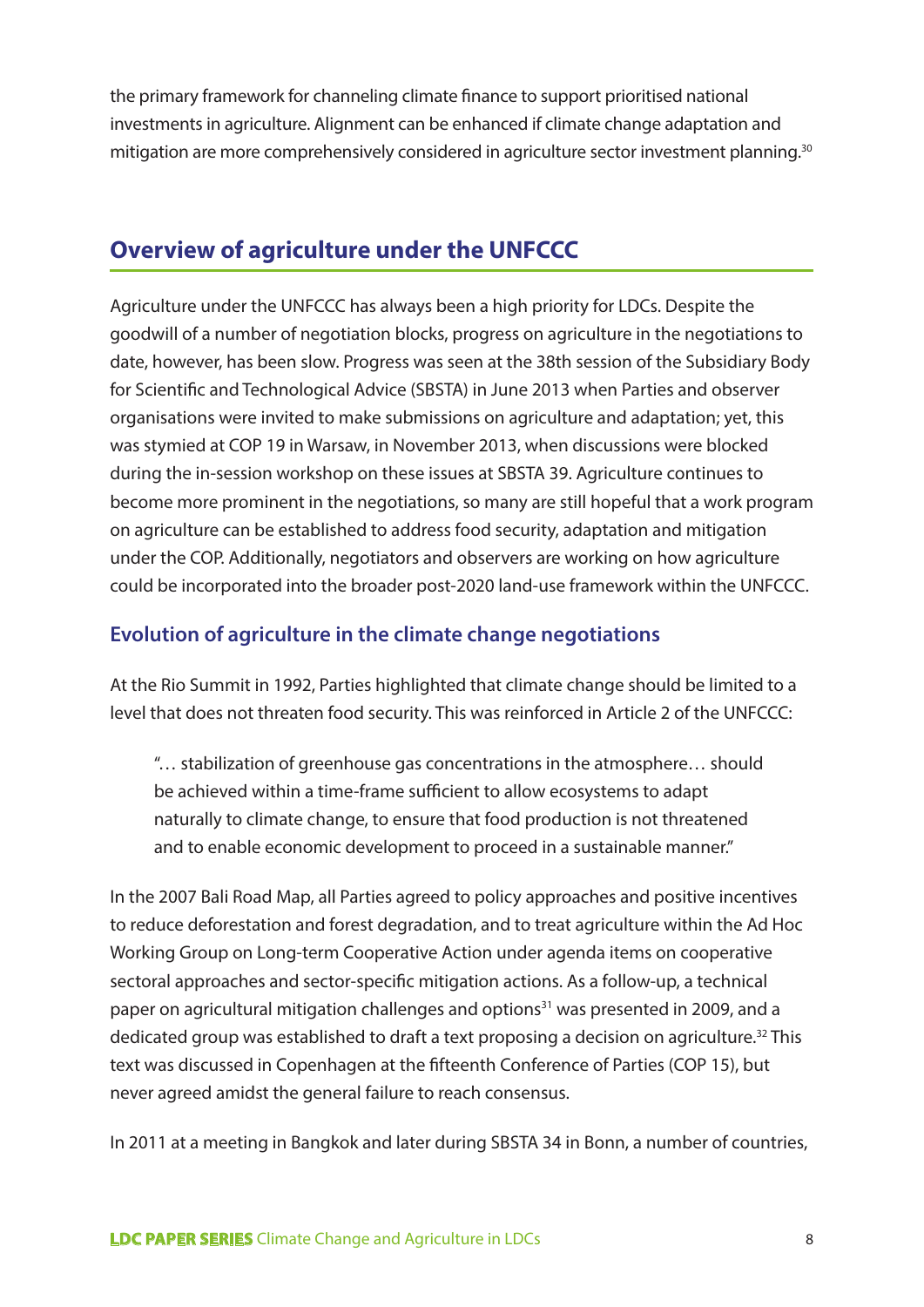the primary framework for channeling climate finance to support prioritised national investments in agriculture. Alignment can be enhanced if climate change adaptation and mitigation are more comprehensively considered in agriculture sector investment planning.[30]

## Overview of agriculture under the UNFCCC

Agriculture under the UNFCCC has always been a high priority for LDCs. Despite the goodwill of a number of negotiation blocks, progress on agriculture in the negotiations to date, however, has been slow. Progress was seen at the 38th session of the Subsidiary Body for Scientific and Technological Advice (SBSTA) in June 2013 when Parties and observer organisations were invited to make submissions on agriculture and adaptation; yet, this was stymied at COP 19 in Warsaw, in November 2013, when discussions were blocked during the in-session workshop on these issues at SBSTA 39. Agriculture continues to become more prominent in the negotiations, so many are still hopeful that a work program on agriculture can be established to address food security, adaptation and mitigation under the COP. Additionally, negotiators and observers are working on how agriculture could be incorporated into the broader post-2020 land-use framework within the UNFCCC.

### Evolution of agriculture in the climate change negotiations

At the Rio Summit in 1992, Parties highlighted that climate change should be limited to a level that does not threaten food security. This was reinforced in Article 2 of the UNFCCC:

> "… stabilization of greenhouse gas concentrations in the atmosphere… should be achieved within a time-frame sufficient to allow ecosystems to adapt naturally to climate change, to ensure that food production is not threatened and to enable economic development to proceed in a sustainable manner."

In the 2007 Bali Road Map, all Parties agreed to policy approaches and positive incentives to reduce deforestation and forest degradation, and to treat agriculture within the Ad Hoc Working Group on Long-term Cooperative Action under agenda items on cooperative sectoral approaches and sector-specific mitigation actions. As a follow-up, a technical paper on agricultural mitigation challenges and options[31] was presented in 2009, and a dedicated group was established to draft a text proposing a decision on agriculture.[32] This text was discussed in Copenhagen at the fifteenth Conference of Parties (COP 15), but never agreed amidst the general failure to reach consensus.

In 2011 at a meeting in Bangkok and later during SBSTA 34 in Bonn, a number of countries,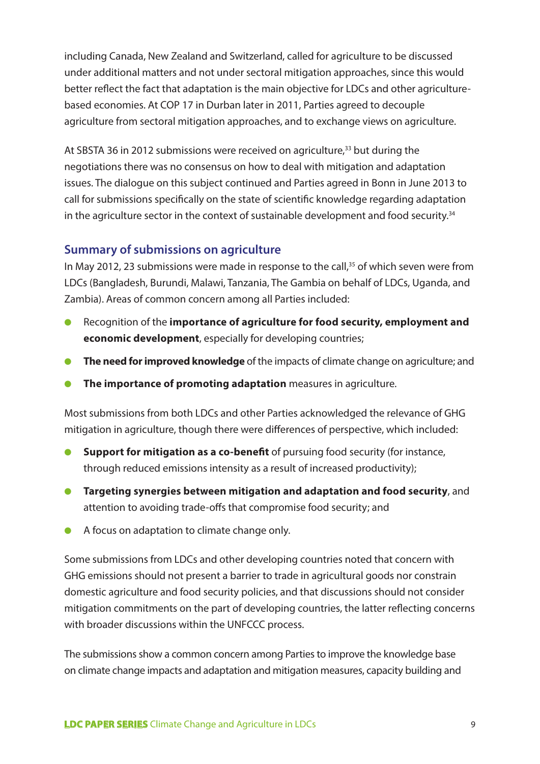including Canada, New Zealand and Switzerland, called for agriculture to be discussed under additional matters and not under sectoral mitigation approaches, since this would better reflect the fact that adaptation is the main objective for LDCs and other agriculture-based economies. At COP 17 in Durban later in 2011, Parties agreed to decouple agriculture from sectoral mitigation approaches, and to exchange views on agriculture.

At SBSTA 36 in 2012 submissions were received on agriculture,[33] but during the negotiations there was no consensus on how to deal with mitigation and adaptation issues. The dialogue on this subject continued and Parties agreed in Bonn in June 2013 to call for submissions specifically on the state of scientific knowledge regarding adaptation in the agriculture sector in the context of sustainable development and food security.[34]

## Summary of submissions on agriculture

In May 2012, 23 submissions were made in response to the call,[35] of which seven were from LDCs (Bangladesh, Burundi, Malawi, Tanzania, The Gambia on behalf of LDCs, Uganda, and Zambia). Areas of common concern among all Parties included:

- Recognition of the **importance of agriculture for food security, employment and economic development**, especially for developing countries;
- **The need for improved knowledge** of the impacts of climate change on agriculture; and
- **The importance of promoting adaptation** measures in agriculture.

Most submissions from both LDCs and other Parties acknowledged the relevance of GHG mitigation in agriculture, though there were differences of perspective, which included:

- **Support for mitigation as a co-benefit** of pursuing food security (for instance, through reduced emissions intensity as a result of increased productivity);
- **Targeting synergies between mitigation and adaptation and food security**, and attention to avoiding trade-offs that compromise food security; and
- A focus on adaptation to climate change only.

Some submissions from LDCs and other developing countries noted that concern with GHG emissions should not present a barrier to trade in agricultural goods nor constrain domestic agriculture and food security policies, and that discussions should not consider mitigation commitments on the part of developing countries, the latter reflecting concerns with broader discussions within the UNFCCC process.

The submissions show a common concern among Parties to improve the knowledge base on climate change impacts and adaptation and mitigation measures, capacity building and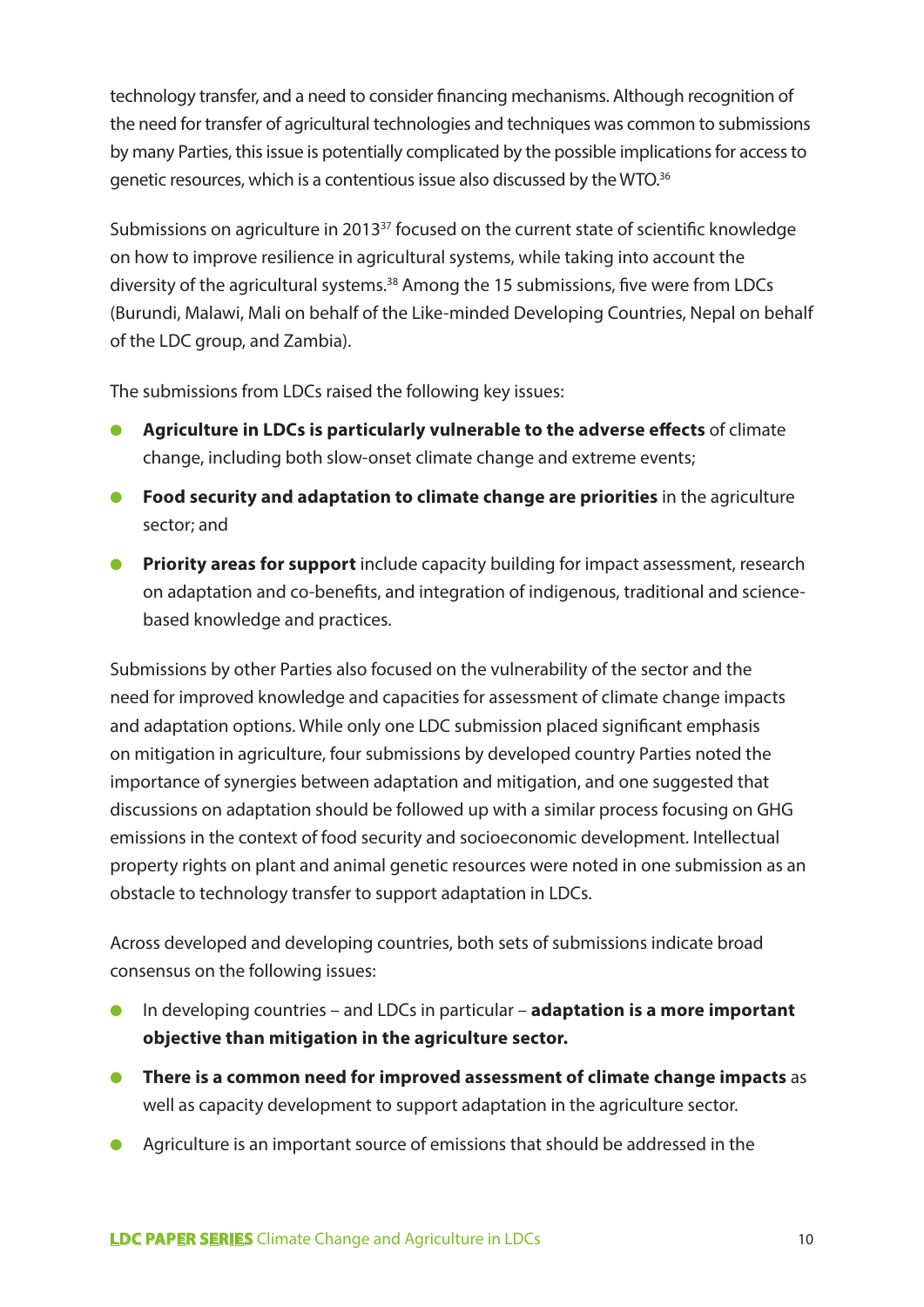technology transfer, and a need to consider financing mechanisms. Although recognition of the need for transfer of agricultural technologies and techniques was common to submissions by many Parties, this issue is potentially complicated by the possible implications for access to genetic resources, which is a contentious issue also discussed by the WTO.[36]

Submissions on agriculture in 2013[37] focused on the current state of scientific knowledge on how to improve resilience in agricultural systems, while taking into account the diversity of the agricultural systems.[38] Among the 15 submissions, five were from LDCs (Burundi, Malawi, Mali on behalf of the Like-minded Developing Countries, Nepal on behalf of the LDC group, and Zambia).

The submissions from LDCs raised the following key issues:

- **Agriculture in LDCs is particularly vulnerable to the adverse effects** of climate change, including both slow-onset climate change and extreme events;
- **Food security and adaptation to climate change are priorities** in the agriculture sector; and
- **Priority areas for support** include capacity building for impact assessment, research on adaptation and co-benefits, and integration of indigenous, traditional and science-based knowledge and practices.

Submissions by other Parties also focused on the vulnerability of the sector and the need for improved knowledge and capacities for assessment of climate change impacts and adaptation options. While only one LDC submission placed significant emphasis on mitigation in agriculture, four submissions by developed country Parties noted the importance of synergies between adaptation and mitigation, and one suggested that discussions on adaptation should be followed up with a similar process focusing on GHG emissions in the context of food security and socioeconomic development. Intellectual property rights on plant and animal genetic resources were noted in one submission as an obstacle to technology transfer to support adaptation in LDCs.

Across developed and developing countries, both sets of submissions indicate broad consensus on the following issues:

- In developing countries – and LDCs in particular – **adaptation is a more important objective than mitigation in the agriculture sector.**
- **There is a common need for improved assessment of climate change impacts** as well as capacity development to support adaptation in the agriculture sector.
- Agriculture is an important source of emissions that should be addressed in the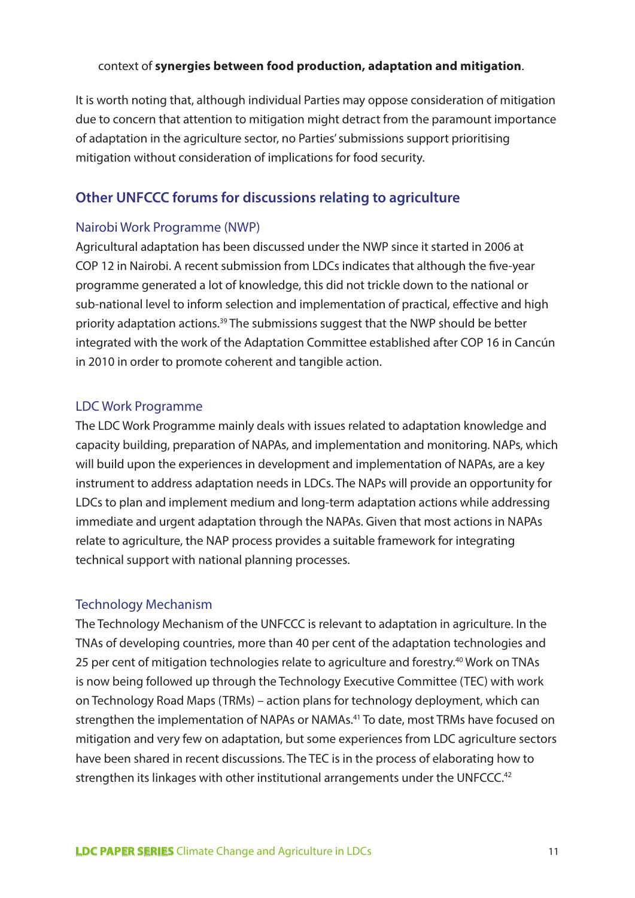context of **synergies between food production, adaptation and mitigation**.

It is worth noting that, although individual Parties may oppose consideration of mitigation due to concern that attention to mitigation might detract from the paramount importance of adaptation in the agriculture sector, no Parties' submissions support prioritising mitigation without consideration of implications for food security.

## Other UNFCCC forums for discussions relating to agriculture

### Nairobi Work Programme (NWP)

Agricultural adaptation has been discussed under the NWP since it started in 2006 at COP 12 in Nairobi. A recent submission from LDCs indicates that although the five-year programme generated a lot of knowledge, this did not trickle down to the national or sub-national level to inform selection and implementation of practical, effective and high priority adaptation actions.[39] The submissions suggest that the NWP should be better integrated with the work of the Adaptation Committee established after COP 16 in Cancún in 2010 in order to promote coherent and tangible action.

### LDC Work Programme

The LDC Work Programme mainly deals with issues related to adaptation knowledge and capacity building, preparation of NAPAs, and implementation and monitoring. NAPs, which will build upon the experiences in development and implementation of NAPAs, are a key instrument to address adaptation needs in LDCs. The NAPs will provide an opportunity for LDCs to plan and implement medium and long-term adaptation actions while addressing immediate and urgent adaptation through the NAPAs. Given that most actions in NAPAs relate to agriculture, the NAP process provides a suitable framework for integrating technical support with national planning processes.

### Technology Mechanism

The Technology Mechanism of the UNFCCC is relevant to adaptation in agriculture. In the TNAs of developing countries, more than 40 per cent of the adaptation technologies and 25 per cent of mitigation technologies relate to agriculture and forestry.[40] Work on TNAs is now being followed up through the Technology Executive Committee (TEC) with work on Technology Road Maps (TRMs) – action plans for technology deployment, which can strengthen the implementation of NAPAs or NAMAs.[41] To date, most TRMs have focused on mitigation and very few on adaptation, but some experiences from LDC agriculture sectors have been shared in recent discussions. The TEC is in the process of elaborating how to strengthen its linkages with other institutional arrangements under the UNFCCC.[42]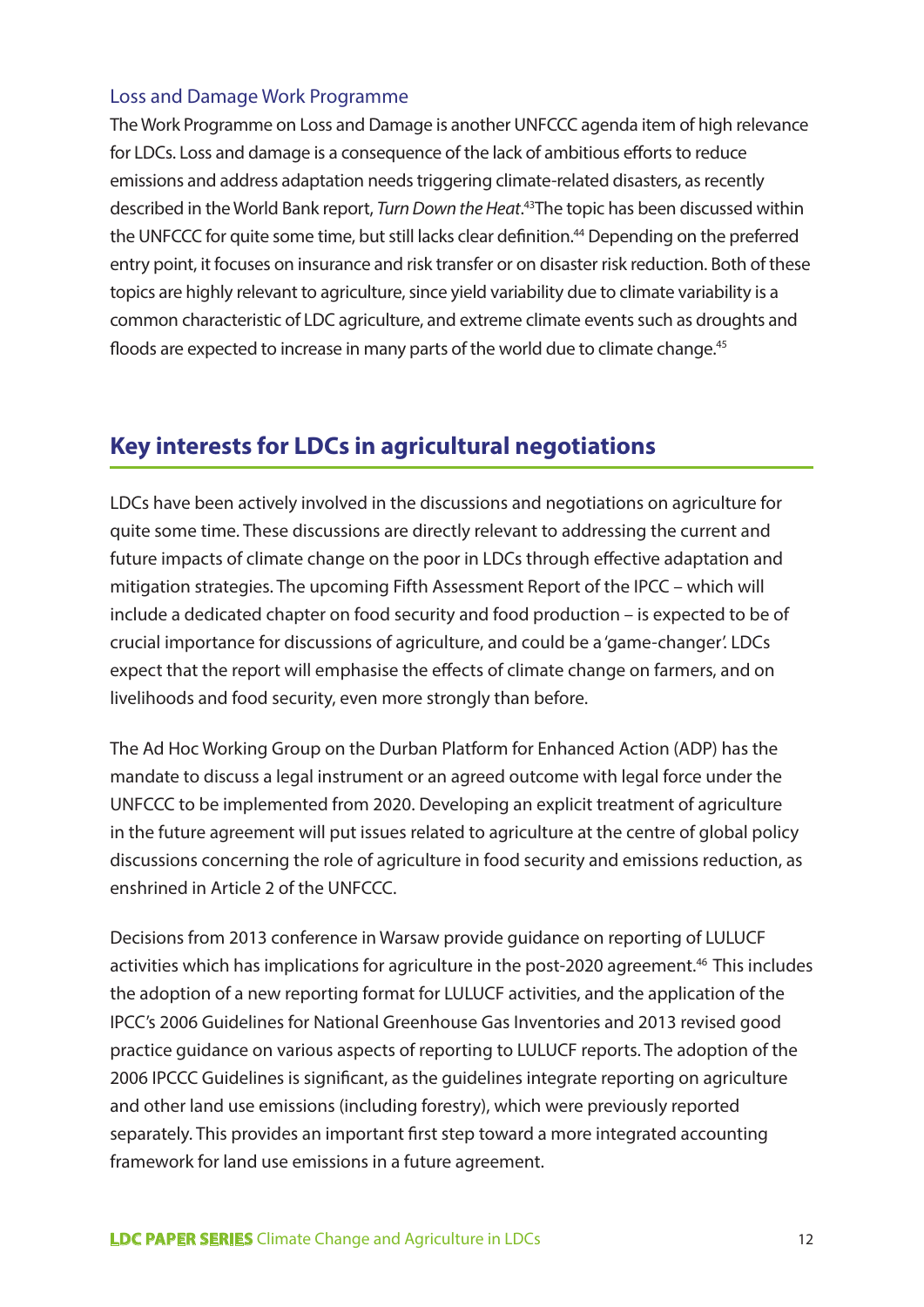### Loss and Damage Work Programme

The Work Programme on Loss and Damage is another UNFCCC agenda item of high relevance for LDCs. Loss and damage is a consequence of the lack of ambitious efforts to reduce emissions and address adaptation needs triggering climate-related disasters, as recently described in the World Bank report, *Turn Down the Heat*.[43] The topic has been discussed within the UNFCCC for quite some time, but still lacks clear definition.[44] Depending on the preferred entry point, it focuses on insurance and risk transfer or on disaster risk reduction. Both of these topics are highly relevant to agriculture, since yield variability due to climate variability is a common characteristic of LDC agriculture, and extreme climate events such as droughts and floods are expected to increase in many parts of the world due to climate change.[45]

## Key interests for LDCs in agricultural negotiations

LDCs have been actively involved in the discussions and negotiations on agriculture for quite some time. These discussions are directly relevant to addressing the current and future impacts of climate change on the poor in LDCs through effective adaptation and mitigation strategies. The upcoming Fifth Assessment Report of the IPCC – which will include a dedicated chapter on food security and food production – is expected to be of crucial importance for discussions of agriculture, and could be a 'game-changer'. LDCs expect that the report will emphasise the effects of climate change on farmers, and on livelihoods and food security, even more strongly than before.

The Ad Hoc Working Group on the Durban Platform for Enhanced Action (ADP) has the mandate to discuss a legal instrument or an agreed outcome with legal force under the UNFCCC to be implemented from 2020. Developing an explicit treatment of agriculture in the future agreement will put issues related to agriculture at the centre of global policy discussions concerning the role of agriculture in food security and emissions reduction, as enshrined in Article 2 of the UNFCCC.

Decisions from 2013 conference in Warsaw provide guidance on reporting of LULUCF activities which has implications for agriculture in the post-2020 agreement.[46] This includes the adoption of a new reporting format for LULUCF activities, and the application of the IPCC's 2006 Guidelines for National Greenhouse Gas Inventories and 2013 revised good practice guidance on various aspects of reporting to LULUCF reports. The adoption of the 2006 IPCCC Guidelines is significant, as the guidelines integrate reporting on agriculture and other land use emissions (including forestry), which were previously reported separately. This provides an important first step toward a more integrated accounting framework for land use emissions in a future agreement.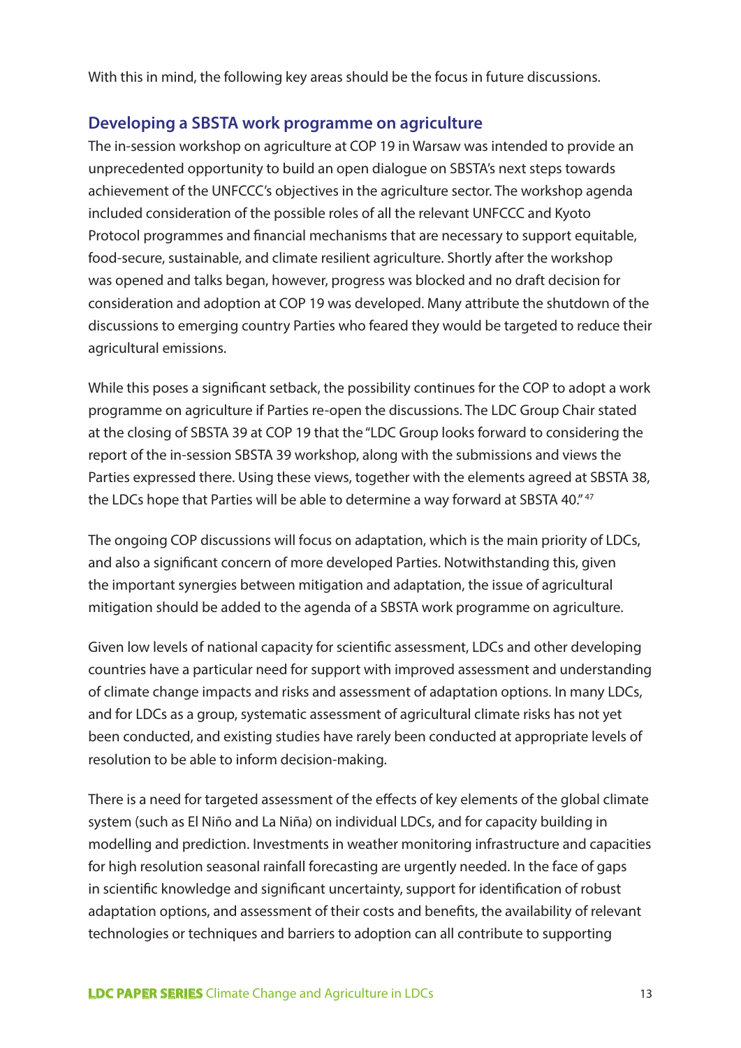With this in mind, the following key areas should be the focus in future discussions.

## Developing a SBSTA work programme on agriculture

The in-session workshop on agriculture at COP 19 in Warsaw was intended to provide an unprecedented opportunity to build an open dialogue on SBSTA's next steps towards achievement of the UNFCCC's objectives in the agriculture sector. The workshop agenda included consideration of the possible roles of all the relevant UNFCCC and Kyoto Protocol programmes and financial mechanisms that are necessary to support equitable, food-secure, sustainable, and climate resilient agriculture. Shortly after the workshop was opened and talks began, however, progress was blocked and no draft decision for consideration and adoption at COP 19 was developed. Many attribute the shutdown of the discussions to emerging country Parties who feared they would be targeted to reduce their agricultural emissions.

While this poses a significant setback, the possibility continues for the COP to adopt a work programme on agriculture if Parties re-open the discussions. The LDC Group Chair stated at the closing of SBSTA 39 at COP 19 that the "LDC Group looks forward to considering the report of the in-session SBSTA 39 workshop, along with the submissions and views the Parties expressed there. Using these views, together with the elements agreed at SBSTA 38, the LDCs hope that Parties will be able to determine a way forward at SBSTA 40."[47]

The ongoing COP discussions will focus on adaptation, which is the main priority of LDCs, and also a significant concern of more developed Parties. Notwithstanding this, given the important synergies between mitigation and adaptation, the issue of agricultural mitigation should be added to the agenda of a SBSTA work programme on agriculture.

Given low levels of national capacity for scientific assessment, LDCs and other developing countries have a particular need for support with improved assessment and understanding of climate change impacts and risks and assessment of adaptation options. In many LDCs, and for LDCs as a group, systematic assessment of agricultural climate risks has not yet been conducted, and existing studies have rarely been conducted at appropriate levels of resolution to be able to inform decision-making.

There is a need for targeted assessment of the effects of key elements of the global climate system (such as El Niño and La Niña) on individual LDCs, and for capacity building in modelling and prediction. Investments in weather monitoring infrastructure and capacities for high resolution seasonal rainfall forecasting are urgently needed. In the face of gaps in scientific knowledge and significant uncertainty, support for identification of robust adaptation options, and assessment of their costs and benefits, the availability of relevant technologies or techniques and barriers to adoption can all contribute to supporting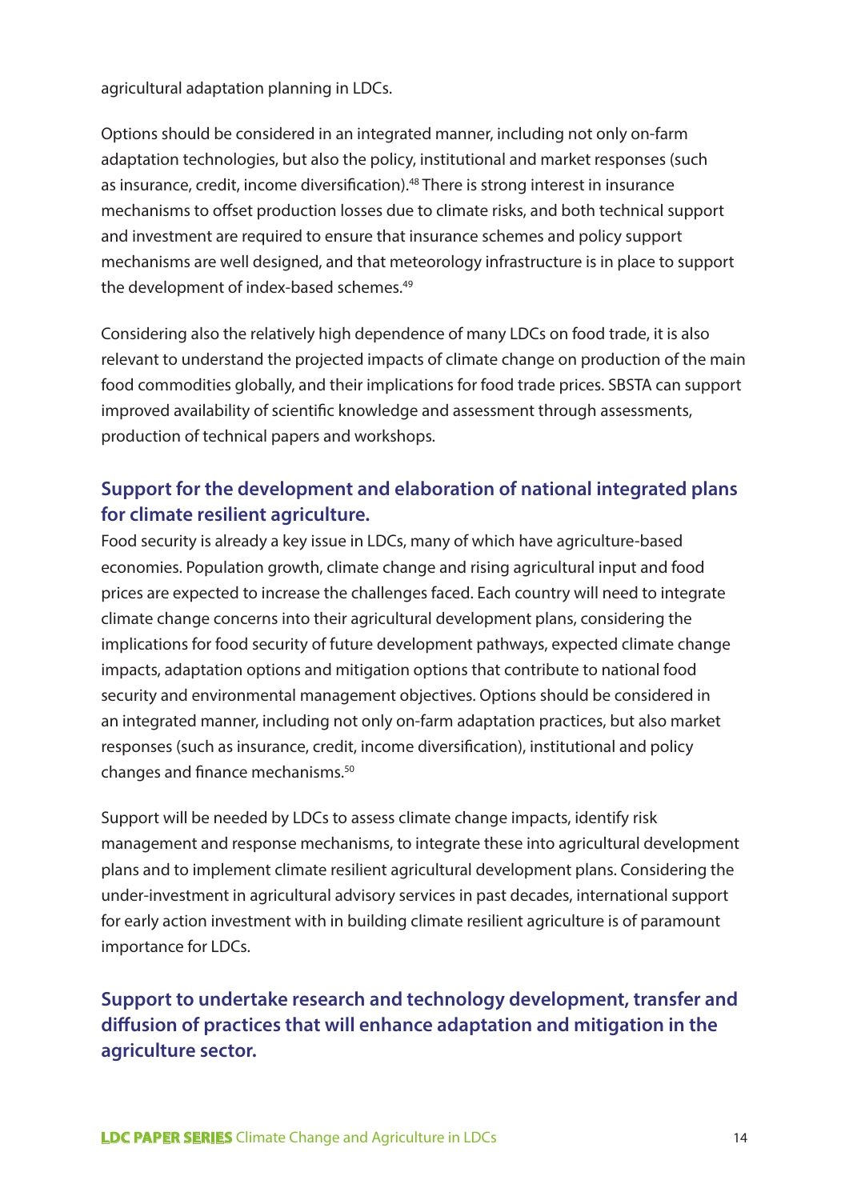agricultural adaptation planning in LDCs.

Options should be considered in an integrated manner, including not only on-farm adaptation technologies, but also the policy, institutional and market responses (such as insurance, credit, income diversification).[48] There is strong interest in insurance mechanisms to offset production losses due to climate risks, and both technical support and investment are required to ensure that insurance schemes and policy support mechanisms are well designed, and that meteorology infrastructure is in place to support the development of index-based schemes.[49]

Considering also the relatively high dependence of many LDCs on food trade, it is also relevant to understand the projected impacts of climate change on production of the main food commodities globally, and their implications for food trade prices. SBSTA can support improved availability of scientific knowledge and assessment through assessments, production of technical papers and workshops.

### Support for the development and elaboration of national integrated plans for climate resilient agriculture.

Food security is already a key issue in LDCs, many of which have agriculture-based economies. Population growth, climate change and rising agricultural input and food prices are expected to increase the challenges faced. Each country will need to integrate climate change concerns into their agricultural development plans, considering the implications for food security of future development pathways, expected climate change impacts, adaptation options and mitigation options that contribute to national food security and environmental management objectives. Options should be considered in an integrated manner, including not only on-farm adaptation practices, but also market responses (such as insurance, credit, income diversification), institutional and policy changes and finance mechanisms.[50]

Support will be needed by LDCs to assess climate change impacts, identify risk management and response mechanisms, to integrate these into agricultural development plans and to implement climate resilient agricultural development plans. Considering the under-investment in agricultural advisory services in past decades, international support for early action investment with in building climate resilient agriculture is of paramount importance for LDCs.

### Support to undertake research and technology development, transfer and diffusion of practices that will enhance adaptation and mitigation in the agriculture sector.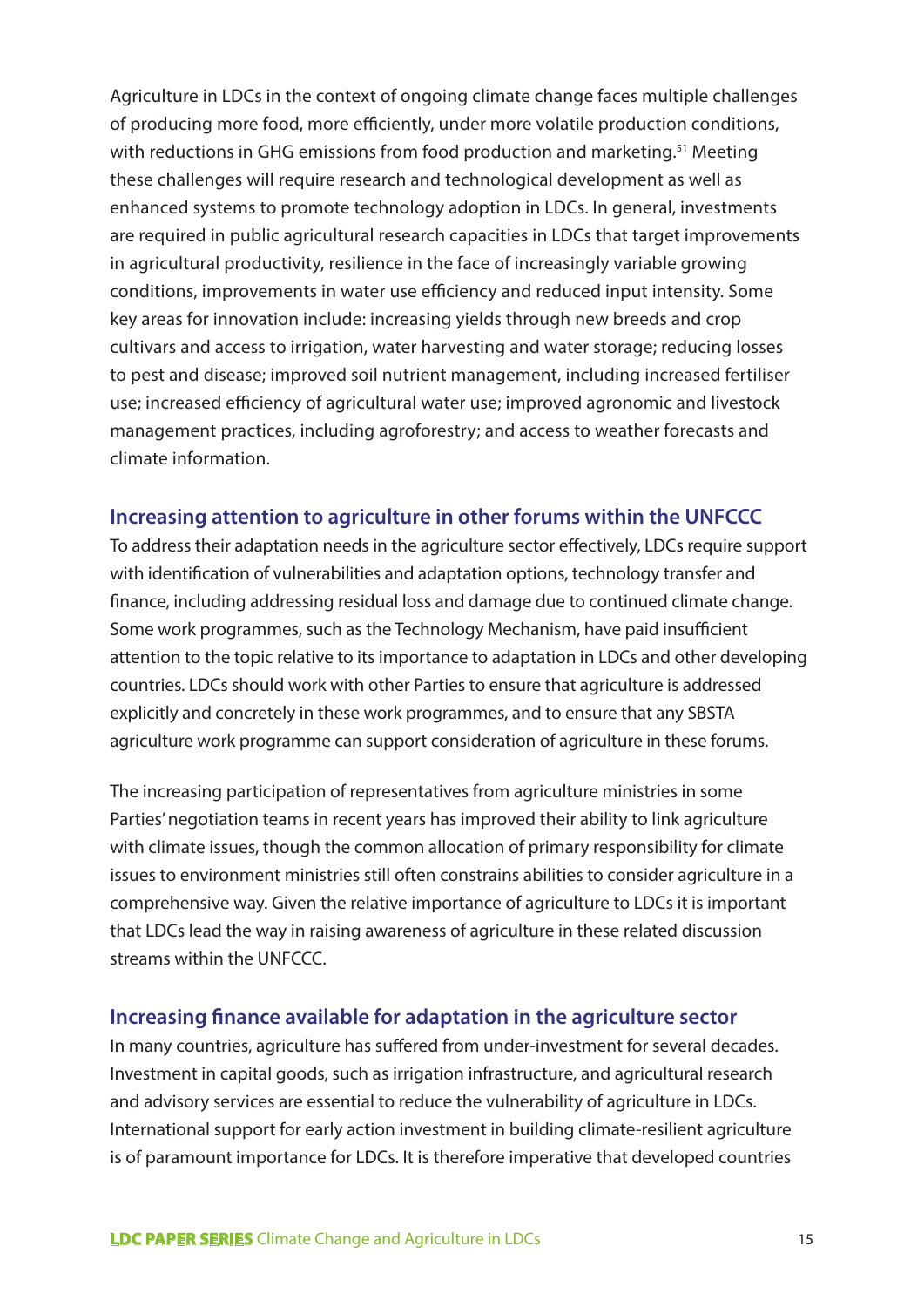Agriculture in LDCs in the context of ongoing climate change faces multiple challenges of producing more food, more efficiently, under more volatile production conditions, with reductions in GHG emissions from food production and marketing.[51] Meeting these challenges will require research and technological development as well as enhanced systems to promote technology adoption in LDCs. In general, investments are required in public agricultural research capacities in LDCs that target improvements in agricultural productivity, resilience in the face of increasingly variable growing conditions, improvements in water use efficiency and reduced input intensity. Some key areas for innovation include: increasing yields through new breeds and crop cultivars and access to irrigation, water harvesting and water storage; reducing losses to pest and disease; improved soil nutrient management, including increased fertiliser use; increased efficiency of agricultural water use; improved agronomic and livestock management practices, including agroforestry; and access to weather forecasts and climate information.

### Increasing attention to agriculture in other forums within the UNFCCC

To address their adaptation needs in the agriculture sector effectively, LDCs require support with identification of vulnerabilities and adaptation options, technology transfer and finance, including addressing residual loss and damage due to continued climate change. Some work programmes, such as the Technology Mechanism, have paid insufficient attention to the topic relative to its importance to adaptation in LDCs and other developing countries. LDCs should work with other Parties to ensure that agriculture is addressed explicitly and concretely in these work programmes, and to ensure that any SBSTA agriculture work programme can support consideration of agriculture in these forums.

The increasing participation of representatives from agriculture ministries in some Parties' negotiation teams in recent years has improved their ability to link agriculture with climate issues, though the common allocation of primary responsibility for climate issues to environment ministries still often constrains abilities to consider agriculture in a comprehensive way. Given the relative importance of agriculture to LDCs it is important that LDCs lead the way in raising awareness of agriculture in these related discussion streams within the UNFCCC.

### Increasing finance available for adaptation in the agriculture sector

In many countries, agriculture has suffered from under-investment for several decades. Investment in capital goods, such as irrigation infrastructure, and agricultural research and advisory services are essential to reduce the vulnerability of agriculture in LDCs. International support for early action investment in building climate-resilient agriculture is of paramount importance for LDCs. It is therefore imperative that developed countries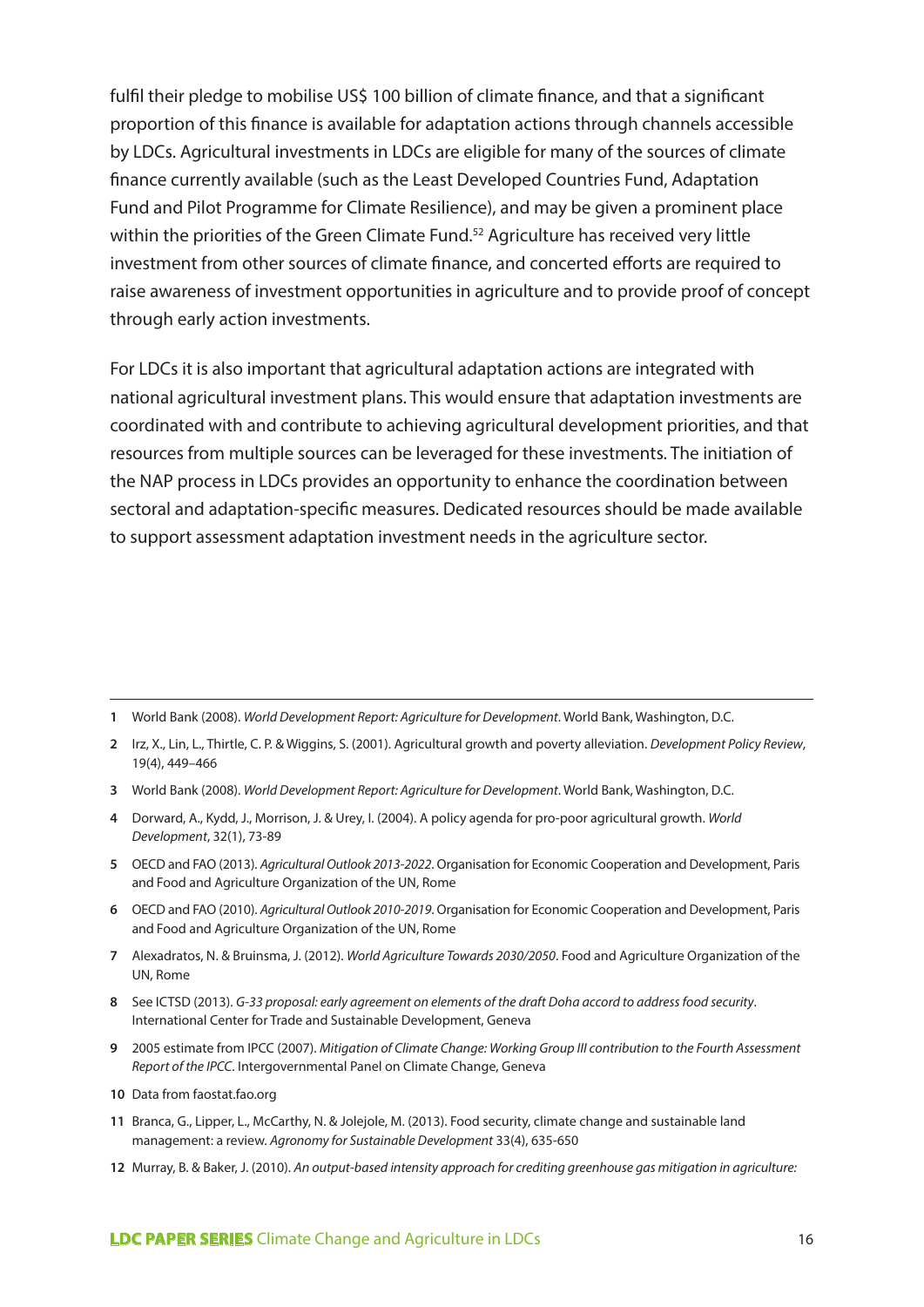fulfil their pledge to mobilise US$ 100 billion of climate finance, and that a significant proportion of this finance is available for adaptation actions through channels accessible by LDCs. Agricultural investments in LDCs are eligible for many of the sources of climate finance currently available (such as the Least Developed Countries Fund, Adaptation Fund and Pilot Programme for Climate Resilience), and may be given a prominent place within the priorities of the Green Climate Fund.[52] Agriculture has received very little investment from other sources of climate finance, and concerted efforts are required to raise awareness of investment opportunities in agriculture and to provide proof of concept through early action investments.

For LDCs it is also important that agricultural adaptation actions are integrated with national agricultural investment plans. This would ensure that adaptation investments are coordinated with and contribute to achieving agricultural development priorities, and that resources from multiple sources can be leveraged for these investments. The initiation of the NAP process in LDCs provides an opportunity to enhance the coordination between sectoral and adaptation-specific measures. Dedicated resources should be made available to support assessment adaptation investment needs in the agriculture sector.

---

1 World Bank (2008). *World Development Report: Agriculture for Development*. World Bank, Washington, D.C.

2 Irz, X., Lin, L., Thirtle, C. P. & Wiggins, S. (2001). Agricultural growth and poverty alleviation. *Development Policy Review*, 19(4), 449–466

3 World Bank (2008). *World Development Report: Agriculture for Development*. World Bank, Washington, D.C.

4 Dorward, A., Kydd, J., Morrison, J. & Urey, I. (2004). A policy agenda for pro-poor agricultural growth. *World Development*, 32(1), 73-89

5 OECD and FAO (2013). *Agricultural Outlook 2013-2022*. Organisation for Economic Cooperation and Development, Paris and Food and Agriculture Organization of the UN, Rome

6 OECD and FAO (2010). *Agricultural Outlook 2010-2019*. Organisation for Economic Cooperation and Development, Paris and Food and Agriculture Organization of the UN, Rome

7 Alexadratos, N. & Bruinsma, J. (2012). *World Agriculture Towards 2030/2050*. Food and Agriculture Organization of the UN, Rome

8 See ICTSD (2013). *G-33 proposal: early agreement on elements of the draft Doha accord to address food security*. International Center for Trade and Sustainable Development, Geneva

9 2005 estimate from IPCC (2007). *Mitigation of Climate Change: Working Group III contribution to the Fourth Assessment Report of the IPCC*. Intergovernmental Panel on Climate Change, Geneva

10 Data from faostat.fao.org

11 Branca, G., Lipper, L., McCarthy, N. & Jolejole, M. (2013). Food security, climate change and sustainable land management: a review. *Agronomy for Sustainable Development* 33(4), 635-650

12 Murray, B. & Baker, J. (2010). *An output-based intensity approach for crediting greenhouse gas mitigation in agriculture:*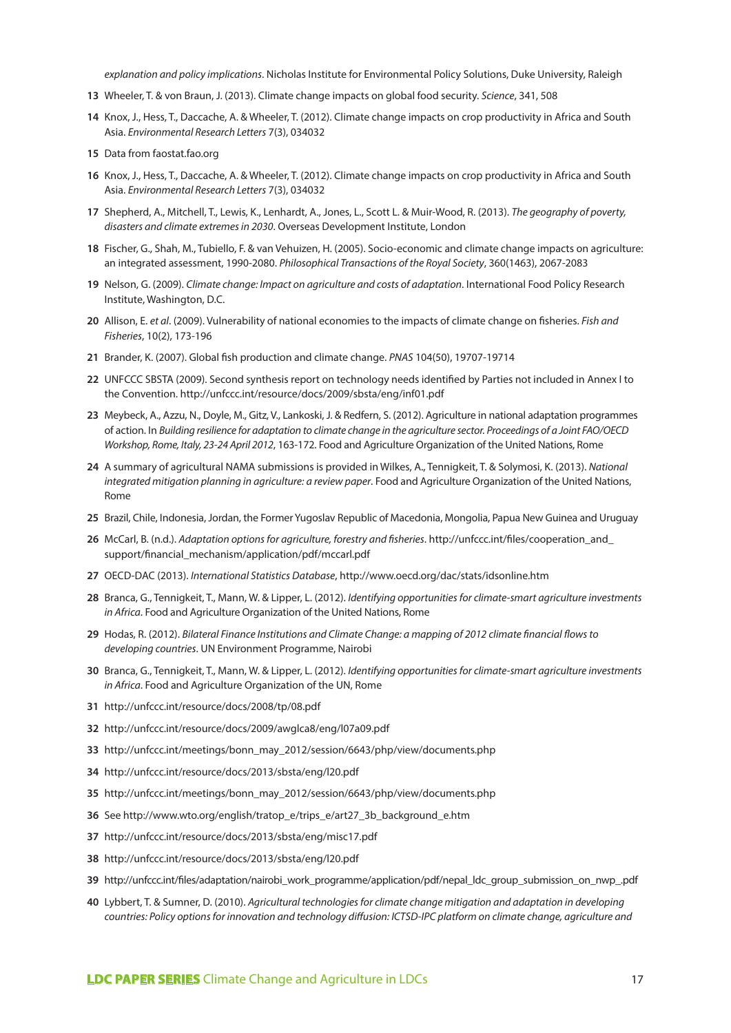*explanation and policy implications*. Nicholas Institute for Environmental Policy Solutions, Duke University, Raleigh

13 Wheeler, T. & von Braun, J. (2013). Climate change impacts on global food security. *Science*, 341, 508

14 Knox, J., Hess, T., Daccache, A. & Wheeler, T. (2012). Climate change impacts on crop productivity in Africa and South Asia. *Environmental Research Letters* 7(3), 034032

15 Data from faostat.fao.org

16 Knox, J., Hess, T., Daccache, A. & Wheeler, T. (2012). Climate change impacts on crop productivity in Africa and South Asia. *Environmental Research Letters* 7(3), 034032

17 Shepherd, A., Mitchell, T., Lewis, K., Lenhardt, A., Jones, L., Scott L. & Muir-Wood, R. (2013). *The geography of poverty, disasters and climate extremes in 2030*. Overseas Development Institute, London

18 Fischer, G., Shah, M., Tubiello, F. & van Vehuizen, H. (2005). Socio-economic and climate change impacts on agriculture: an integrated assessment, 1990-2080. *Philosophical Transactions of the Royal Society*, 360(1463), 2067-2083

19 Nelson, G. (2009). *Climate change: Impact on agriculture and costs of adaptation*. International Food Policy Research Institute, Washington, D.C.

20 Allison, E. *et al*. (2009). Vulnerability of national economies to the impacts of climate change on fisheries. *Fish and Fisheries*, 10(2), 173-196

21 Brander, K. (2007). Global fish production and climate change. *PNAS* 104(50), 19707-19714

22 UNFCCC SBSTA (2009). Second synthesis report on technology needs identified by Parties not included in Annex I to the Convention. http://unfccc.int/resource/docs/2009/sbsta/eng/inf01.pdf

23 Meybeck, A., Azzu, N., Doyle, M., Gitz, V., Lankoski, J. & Redfern, S. (2012). Agriculture in national adaptation programmes of action. In *Building resilience for adaptation to climate change in the agriculture sector. Proceedings of a Joint FAO/OECD Workshop, Rome, Italy, 23-24 April 2012*, 163-172. Food and Agriculture Organization of the United Nations, Rome

24 A summary of agricultural NAMA submissions is provided in Wilkes, A., Tennigkeit, T. & Solymosi, K. (2013). *National integrated mitigation planning in agriculture: a review paper*. Food and Agriculture Organization of the United Nations, Rome

25 Brazil, Chile, Indonesia, Jordan, the Former Yugoslav Republic of Macedonia, Mongolia, Papua New Guinea and Uruguay

26 McCarl, B. (n.d.). *Adaptation options for agriculture, forestry and fisheries*. http://unfccc.int/files/cooperation_and_support/financial_mechanism/application/pdf/mccarl.pdf

27 OECD-DAC (2013). *International Statistics Database*, http://www.oecd.org/dac/stats/idsonline.htm

28 Branca, G., Tennigkeit, T., Mann, W. & Lipper, L. (2012). *Identifying opportunities for climate-smart agriculture investments in Africa*. Food and Agriculture Organization of the United Nations, Rome

29 Hodas, R. (2012). *Bilateral Finance Institutions and Climate Change: a mapping of 2012 climate financial flows to developing countries*. UN Environment Programme, Nairobi

30 Branca, G., Tennigkeit, T., Mann, W. & Lipper, L. (2012). *Identifying opportunities for climate-smart agriculture investments in Africa*. Food and Agriculture Organization of the UN, Rome

31 http://unfccc.int/resource/docs/2008/tp/08.pdf

32 http://unfccc.int/resource/docs/2009/awglca8/eng/l07a09.pdf

33 http://unfccc.int/meetings/bonn_may_2012/session/6643/php/view/documents.php

34 http://unfccc.int/resource/docs/2013/sbsta/eng/l20.pdf

35 http://unfccc.int/meetings/bonn_may_2012/session/6643/php/view/documents.php

36 See http://www.wto.org/english/tratop_e/trips_e/art27_3b_background_e.htm

37 http://unfccc.int/resource/docs/2013/sbsta/eng/misc17.pdf

38 http://unfccc.int/resource/docs/2013/sbsta/eng/l20.pdf

39 http://unfccc.int/files/adaptation/nairobi_work_programme/application/pdf/nepal_ldc_group_submission_on_nwp_.pdf

40 Lybbert, T. & Sumner, D. (2010). *Agricultural technologies for climate change mitigation and adaptation in developing countries: Policy options for innovation and technology diffusion: ICTSD-IPC platform on climate change, agriculture and*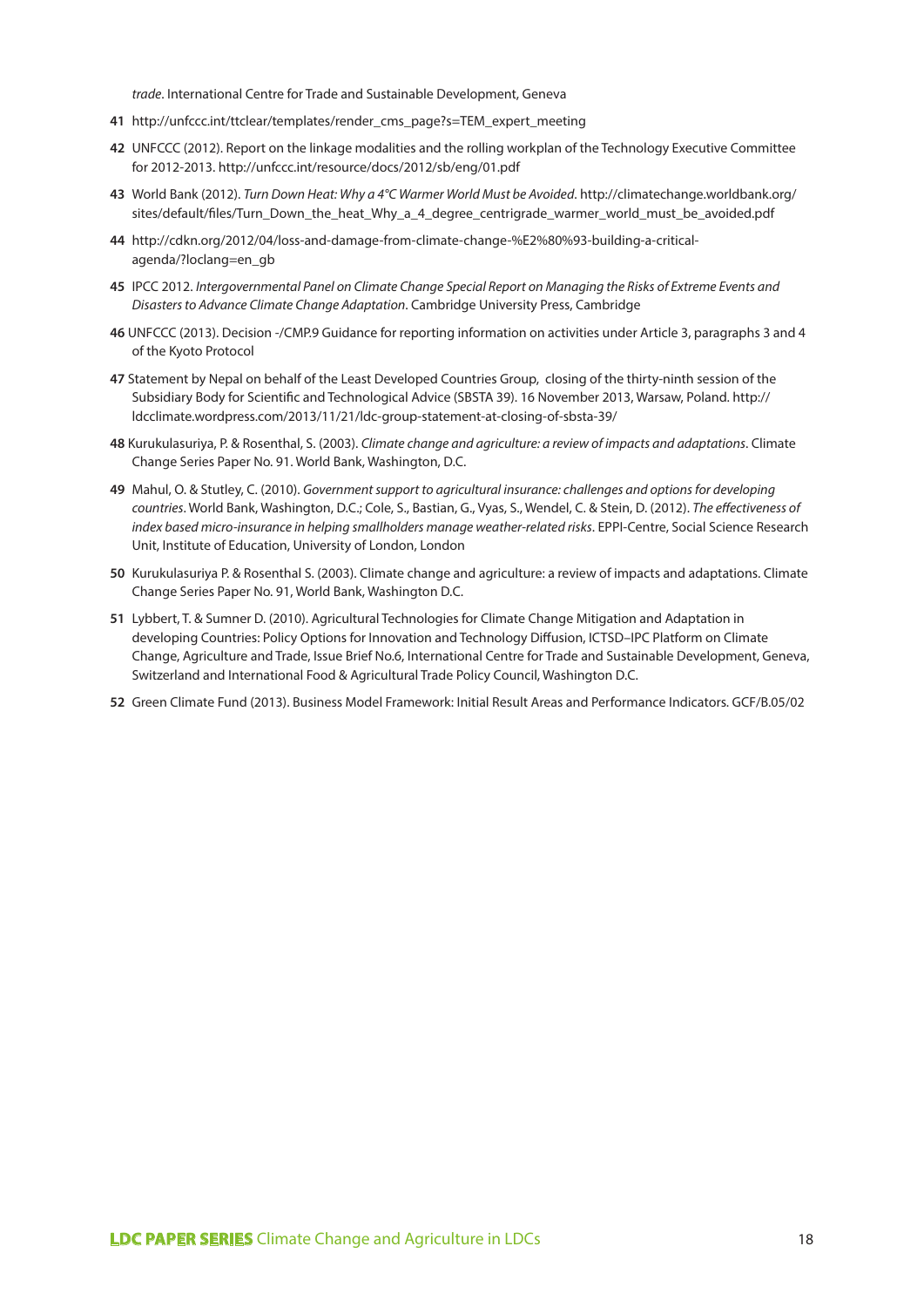*trade*. International Centre for Trade and Sustainable Development, Geneva

**41** http://unfccc.int/ttclear/templates/render_cms_page?s=TEM_expert_meeting

**42** UNFCCC (2012). Report on the linkage modalities and the rolling workplan of the Technology Executive Committee for 2012-2013. http://unfccc.int/resource/docs/2012/sb/eng/01.pdf

**43** World Bank (2012). *Turn Down Heat: Why a 4°C Warmer World Must be Avoided*. http://climatechange.worldbank.org/sites/default/files/Turn_Down_the_heat_Why_a_4_degree_centrigrade_warmer_world_must_be_avoided.pdf

**44** http://cdkn.org/2012/04/loss-and-damage-from-climate-change-%E2%80%93-building-a-critical-agenda/?loclang=en_gb

**45** IPCC 2012. *Intergovernmental Panel on Climate Change Special Report on Managing the Risks of Extreme Events and Disasters to Advance Climate Change Adaptation*. Cambridge University Press, Cambridge

**46** UNFCCC (2013). Decision -/CMP.9 Guidance for reporting information on activities under Article 3, paragraphs 3 and 4 of the Kyoto Protocol

**47** Statement by Nepal on behalf of the Least Developed Countries Group, closing of the thirty-ninth session of the Subsidiary Body for Scientific and Technological Advice (SBSTA 39). 16 November 2013, Warsaw, Poland. http://ldcclimate.wordpress.com/2013/11/21/ldc-group-statement-at-closing-of-sbsta-39/

**48** Kurukulasuriya, P. & Rosenthal, S. (2003). *Climate change and agriculture: a review of impacts and adaptations*. Climate Change Series Paper No. 91. World Bank, Washington, D.C.

**49** Mahul, O. & Stutley, C. (2010). *Government support to agricultural insurance: challenges and options for developing countries*. World Bank, Washington, D.C.; Cole, S., Bastian, G., Vyas, S., Wendel, C. & Stein, D. (2012). *The effectiveness of index based micro-insurance in helping smallholders manage weather-related risks*. EPPI-Centre, Social Science Research Unit, Institute of Education, University of London, London

**50** Kurukulasuriya P. & Rosenthal S. (2003). Climate change and agriculture: a review of impacts and adaptations. Climate Change Series Paper No. 91, World Bank, Washington D.C.

**51** Lybbert, T. & Sumner D. (2010). Agricultural Technologies for Climate Change Mitigation and Adaptation in developing Countries: Policy Options for Innovation and Technology Diffusion, ICTSD–IPC Platform on Climate Change, Agriculture and Trade, Issue Brief No.6, International Centre for Trade and Sustainable Development, Geneva, Switzerland and International Food & Agricultural Trade Policy Council, Washington D.C.

**52** Green Climate Fund (2013). Business Model Framework: Initial Result Areas and Performance Indicators. GCF/B.05/02